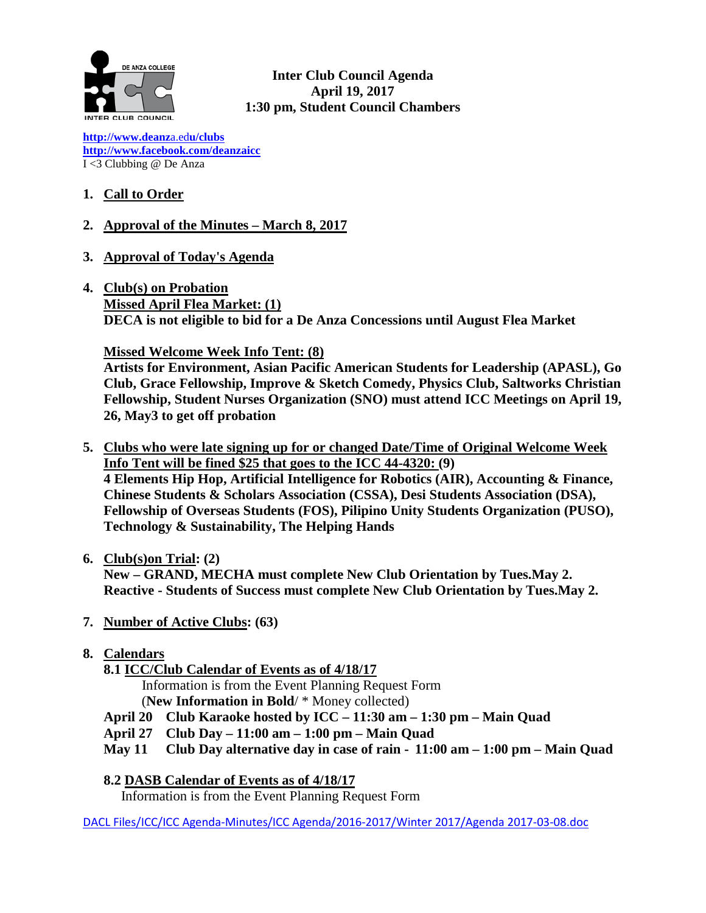**Inter Club Council Agenda**
**April 19, 2017**
**1:30 pm, Student Council Chambers**

**http://www.deanza.edu/clubs**
**http://www.facebook.com/deanzaicc**
I <3 Clubbing @ De Anza

1. **Call to Order**

2. **Approval of the Minutes – March 8, 2017**

3. **Approval of Today's Agenda**

4. **Club(s) on Probation**
   **Missed April Flea Market: (1)**
   **DECA is not eligible to bid for a De Anza Concessions until August Flea Market**

   **Missed Welcome Week Info Tent: (8)**
   **Artists for Environment, Asian Pacific American Students for Leadership (APASL), Go Club, Grace Fellowship, Improve & Sketch Comedy, Physics Club, Saltworks Christian Fellowship, Student Nurses Organization (SNO) must attend ICC Meetings on April 19, 26, May3 to get off probation**

5. **Clubs who were late signing up for or changed Date/Time of Original Welcome Week Info Tent will be fined $25 that goes to the ICC 44-4320: (9)**
   **4 Elements Hip Hop, Artificial Intelligence for Robotics (AIR), Accounting & Finance, Chinese Students & Scholars Association (CSSA), Desi Students Association (DSA), Fellowship of Overseas Students (FOS), Pilipino Unity Students Organization (PUSO), Technology & Sustainability, The Helping Hands**

6. **Club(s)on Trial: (2)**
   **New – GRAND, MECHA must complete New Club Orientation by Tues.May 2.**
   **Reactive - Students of Success must complete New Club Orientation by Tues.May 2.**

7. **Number of Active Clubs: (63)**

8. **Calendars**
   **8.1 ICC/Club Calendar of Events as of 4/18/17**
   Information is from the Event Planning Request Form
   (**New Information in Bold**/ * Money collected)
   **April 20 Club Karaoke hosted by ICC – 11:30 am – 1:30 pm – Main Quad**
   **April 27 Club Day – 11:00 am – 1:00 pm – Main Quad**
   **May 11 Club Day alternative day in case of rain - 11:00 am – 1:00 pm – Main Quad**

   **8.2 DASB Calendar of Events as of 4/18/17**
   Information is from the Event Planning Request Form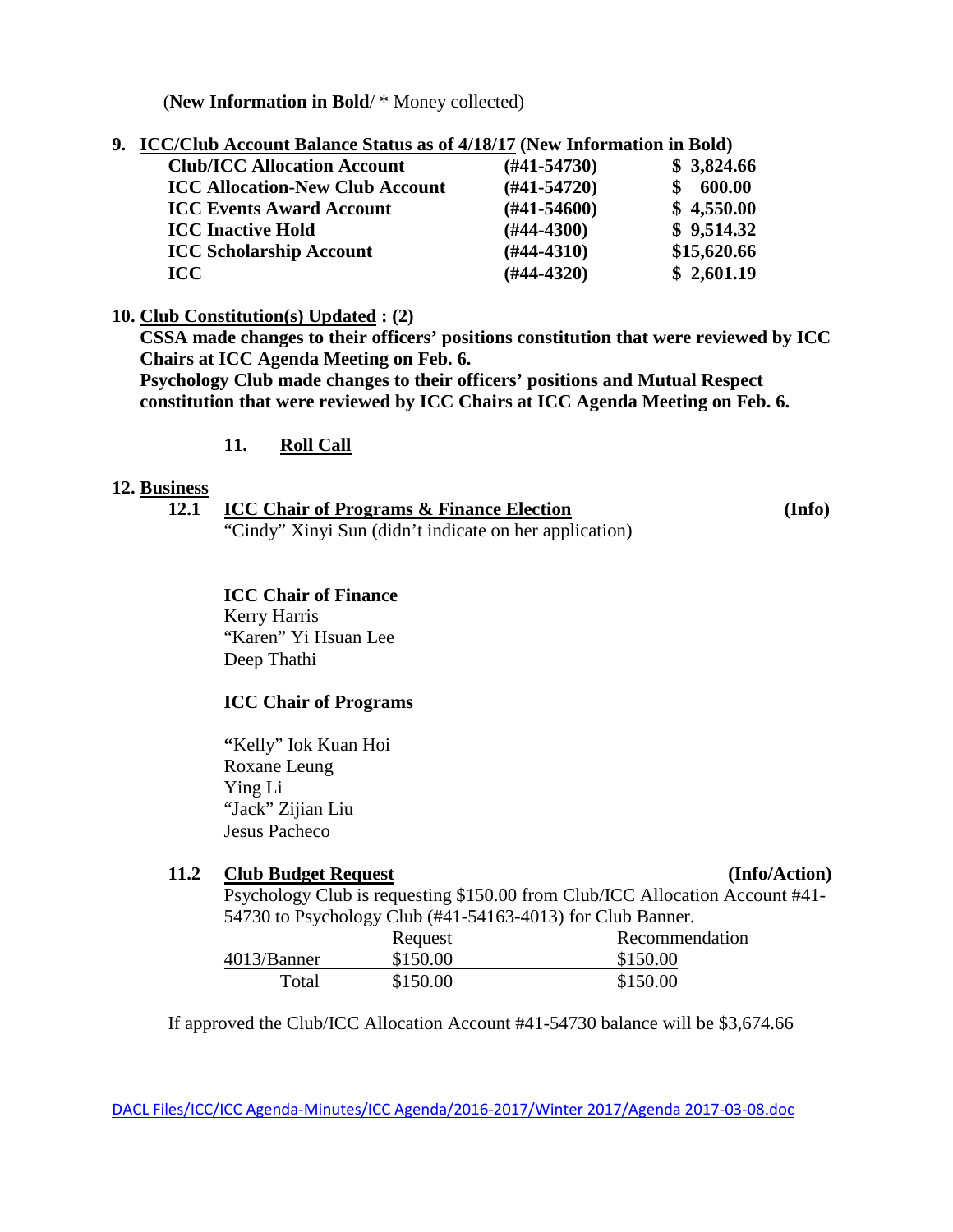(**New Information in Bold**/ * Money collected)

**9. ICC/Club Account Balance Status as of 4/18/17 (New Information in Bold)**

| | | |
|---|---|---|
| **Club/ICC Allocation Account** | **(#41-54730)** | **$ 3,824.66** |
| **ICC Allocation-New Club Account** | **(#41-54720)** | **$ 600.00** |
| **ICC Events Award Account** | **(#41-54600)** | **$ 4,550.00** |
| **ICC Inactive Hold** | **(#44-4300)** | **$ 9,514.32** |
| **ICC Scholarship Account** | **(#44-4310)** | **$15,620.66** |
| **ICC** | **(#44-4320)** | **$ 2,601.19** |

**10. Club Constitution(s) Updated : (2)**

**CSSA made changes to their officers' positions constitution that were reviewed by ICC Chairs at ICC Agenda Meeting on Feb. 6.**

**Psychology Club made changes to their officers' positions and Mutual Respect constitution that were reviewed by ICC Chairs at ICC Agenda Meeting on Feb. 6.**

**11. Roll Call**

**12. Business**

**12.1 ICC Chair of Programs & Finance Election (Info)**

"Cindy" Xinyi Sun (didn't indicate on her application)

**ICC Chair of Finance**

Kerry Harris
"Karen" Yi Hsuan Lee
Deep Thathi

**ICC Chair of Programs**

"Kelly" Iok Kuan Hoi
Roxane Leung
Ying Li
"Jack" Zijian Liu
Jesus Pacheco

**11.2 Club Budget Request (Info/Action)**

Psychology Club is requesting $150.00 from Club/ICC Allocation Account #41-54730 to Psychology Club (#41-54163-4013) for Club Banner.

| | Request | Recommendation |
|---|---|---|
| 4013/Banner | $150.00 | $150.00 |
| Total | $150.00 | $150.00 |

If approved the Club/ICC Allocation Account #41-54730 balance will be $3,674.66

DACL Files/ICC/ICC Agenda-Minutes/ICC Agenda/2016-2017/Winter 2017/Agenda 2017-03-08.doc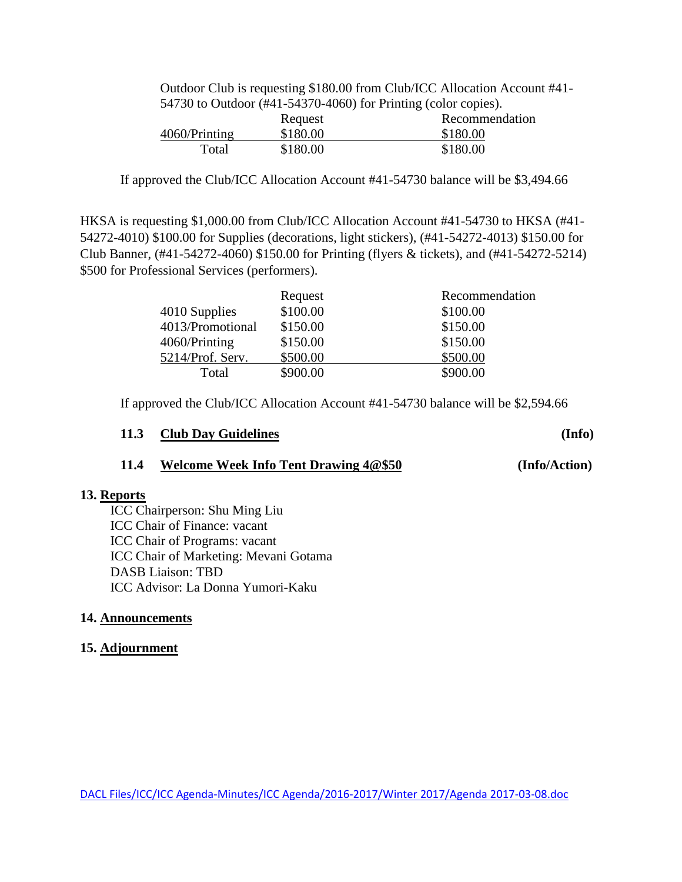Outdoor Club is requesting $180.00 from Club/ICC Allocation Account #41-54730 to Outdoor (#41-54370-4060) for Printing (color copies).

| | Request | Recommendation |
|---|---|---|
| 4060/Printing | $180.00 | $180.00 |
| Total | $180.00 | $180.00 |

If approved the Club/ICC Allocation Account #41-54730 balance will be $3,494.66

HKSA is requesting $1,000.00 from Club/ICC Allocation Account #41-54730 to HKSA (#41-54272-4010) $100.00 for Supplies (decorations, light stickers), (#41-54272-4013) $150.00 for Club Banner, (#41-54272-4060) $150.00 for Printing (flyers & tickets), and (#41-54272-5214) $500 for Professional Services (performers).

| | Request | Recommendation |
|---|---|---|
| 4010 Supplies | $100.00 | $100.00 |
| 4013/Promotional | $150.00 | $150.00 |
| 4060/Printing | $150.00 | $150.00 |
| 5214/Prof. Serv. | $500.00 | $500.00 |
| Total | $900.00 | $900.00 |

If approved the Club/ICC Allocation Account #41-54730 balance will be $2,594.66

**11.3 Club Day Guidelines** **(Info)**

**11.4 Welcome Week Info Tent Drawing 4@$50** **(Info/Action)**

**13. Reports**

ICC Chairperson: Shu Ming Liu
ICC Chair of Finance: vacant
ICC Chair of Programs: vacant
ICC Chair of Marketing: Mevani Gotama
DASB Liaison: TBD
ICC Advisor: La Donna Yumori-Kaku

**14. Announcements**

**15. Adjournment**

DACL Files/ICC/ICC Agenda-Minutes/ICC Agenda/2016-2017/Winter 2017/Agenda 2017-03-08.doc